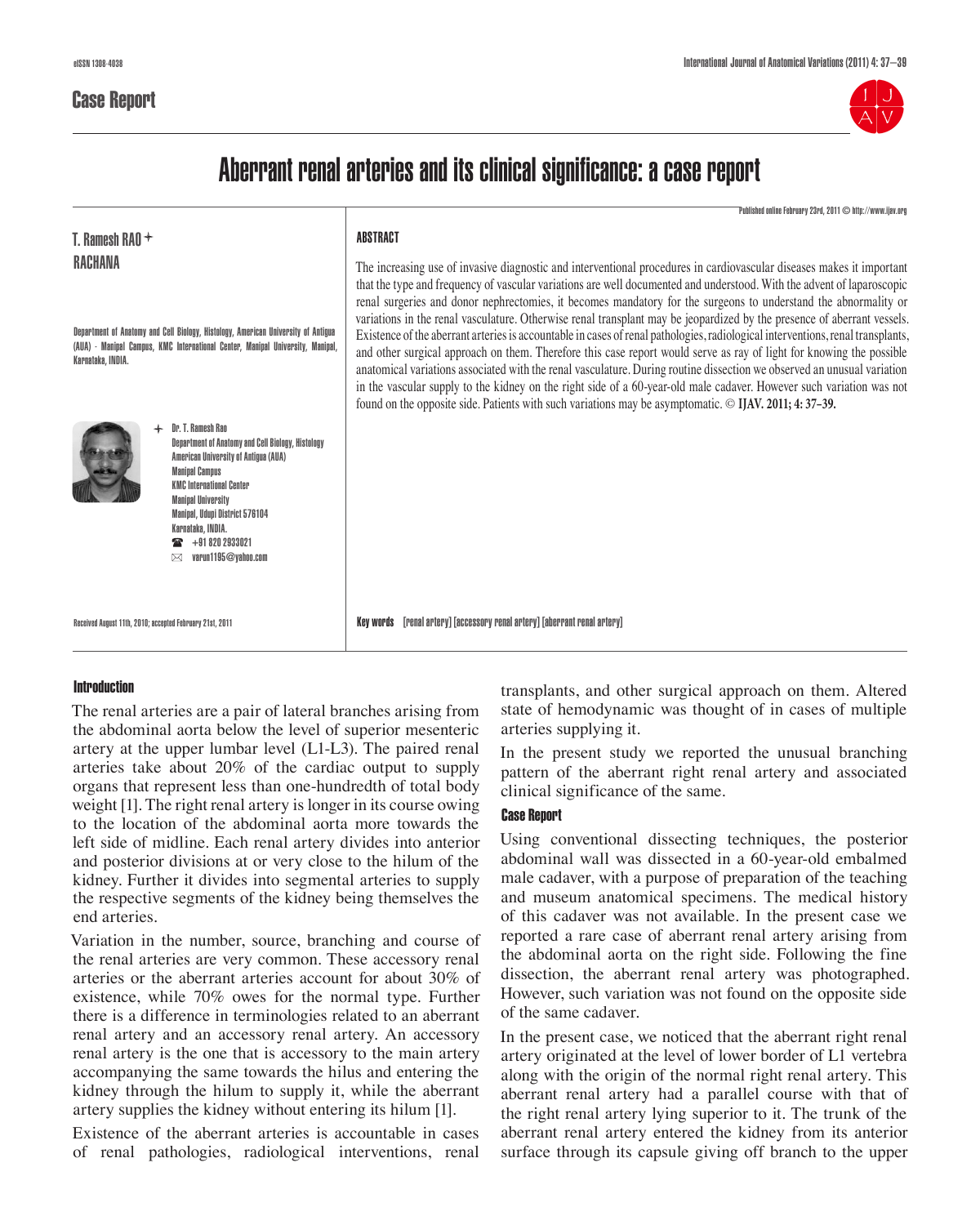eISSN 1308-4038

## Case Report

# Aberrant renal arteries and its clinical significance: a case report

Published online February 23rd, 2011 © http://www.ijav.org

**T. Ramesh RAO** +
**RACHANA**

Department of Anatomy and Cell Biology, Histology, American University of Antigua (AUA) - Manipal Campus, KMC International Center, Manipal University, Manipal, Karnataka, INDIA.

+ Dr. T. Ramesh Rao
Department of Anatomy and Cell Biology, Histology
American University of Antigua (AUA)
Manipal Campus
KMC International Center
Manipal University
Manipal, Udupi District 576104
Karnataka, INDIA.
☎ +91 820 2933021
✉ varun1195@yahoo.com

Received August 11th, 2010; accepted February 21st, 2011

### ABSTRACT

The increasing use of invasive diagnostic and interventional procedures in cardiovascular diseases makes it important that the type and frequency of vascular variations are well documented and understood. With the advent of laparoscopic renal surgeries and donor nephrectomies, it becomes mandatory for the surgeons to understand the abnormality or variations in the renal vasculature. Otherwise renal transplant may be jeopardized by the presence of aberrant vessels. Existence of the aberrant arteries is accountable in cases of renal pathologies, radiological interventions, renal transplants, and other surgical approach on them. Therefore this case report would serve as ray of light for knowing the possible anatomical variations associated with the renal vasculature. During routine dissection we observed an unusual variation in the vascular supply to the kidney on the right side of a 60-year-old male cadaver. However such variation was not found on the opposite side. Patients with such variations may be asymptomatic. © **IJAV. 2011; 4: 37–39.**

**Key words** [renal artery] [accessory renal artery] [aberrant renal artery]

## Introduction

The renal arteries are a pair of lateral branches arising from the abdominal aorta below the level of superior mesenteric artery at the upper lumbar level (L1-L3). The paired renal arteries take about 20% of the cardiac output to supply organs that represent less than one-hundredth of total body weight [1]. The right renal artery is longer in its course owing to the location of the abdominal aorta more towards the left side of midline. Each renal artery divides into anterior and posterior divisions at or very close to the hilum of the kidney. Further it divides into segmental arteries to supply the respective segments of the kidney being themselves the end arteries.

Variation in the number, source, branching and course of the renal arteries are very common. These accessory renal arteries or the aberrant arteries account for about 30% of existence, while 70% owes for the normal type. Further there is a difference in terminologies related to an aberrant renal artery and an accessory renal artery. An accessory renal artery is the one that is accessory to the main artery accompanying the same towards the hilus and entering the kidney through the hilum to supply it, while the aberrant artery supplies the kidney without entering its hilum [1].

Existence of the aberrant arteries is accountable in cases of renal pathologies, radiological interventions, renal transplants, and other surgical approach on them. Altered state of hemodynamic was thought of in cases of multiple arteries supplying it.

In the present study we reported the unusual branching pattern of the aberrant right renal artery and associated clinical significance of the same.

## Case Report

Using conventional dissecting techniques, the posterior abdominal wall was dissected in a 60-year-old embalmed male cadaver, with a purpose of preparation of the teaching and museum anatomical specimens. The medical history of this cadaver was not available. In the present case we reported a rare case of aberrant renal artery arising from the abdominal aorta on the right side. Following the fine dissection, the aberrant renal artery was photographed. However, such variation was not found on the opposite side of the same cadaver.

In the present case, we noticed that the aberrant right renal artery originated at the level of lower border of L1 vertebra along with the origin of the normal right renal artery. This aberrant renal artery had a parallel course with that of the right renal artery lying superior to it. The trunk of the aberrant renal artery entered the kidney from its anterior surface through its capsule giving off branch to the upper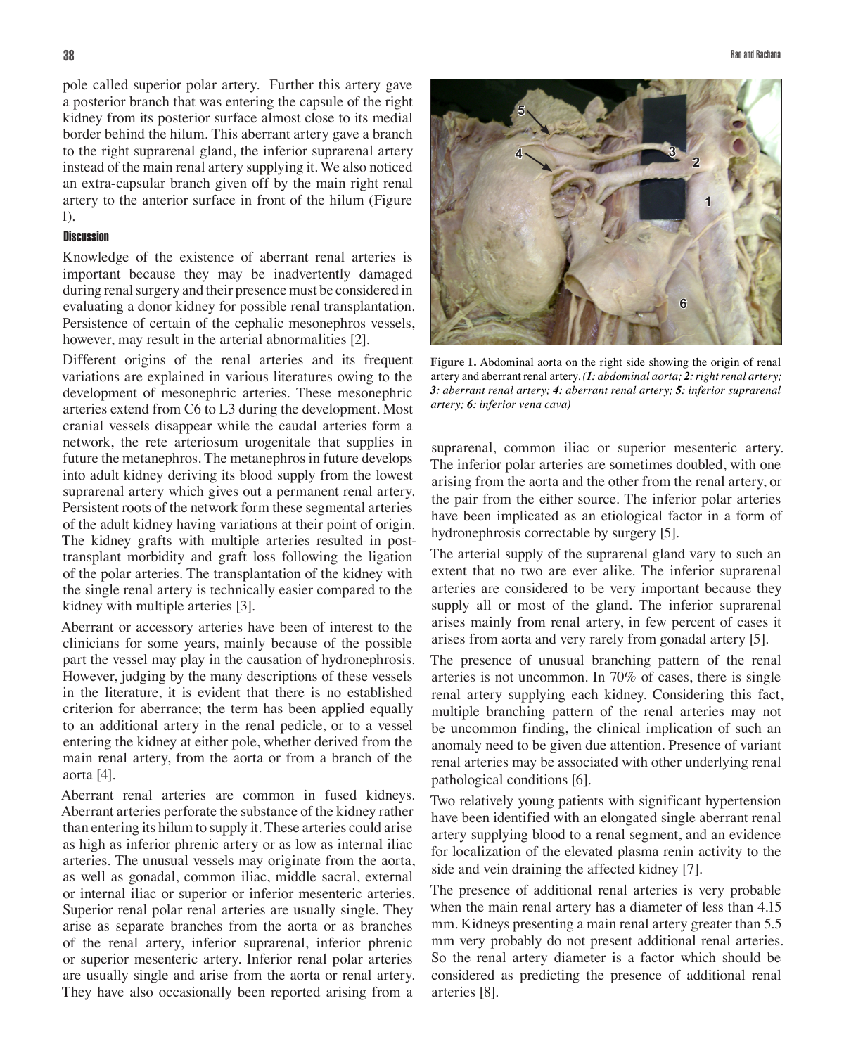pole called superior polar artery. Further this artery gave a posterior branch that was entering the capsule of the right kidney from its posterior surface almost close to its medial border behind the hilum. This aberrant artery gave a branch to the right suprarenal gland, the inferior suprarenal artery instead of the main renal artery supplying it. We also noticed an extra-capsular branch given off by the main right renal artery to the anterior surface in front of the hilum (Figure 1).

## Discussion

Knowledge of the existence of aberrant renal arteries is important because they may be inadvertently damaged during renal surgery and their presence must be considered in evaluating a donor kidney for possible renal transplantation. Persistence of certain of the cephalic mesonephros vessels, however, may result in the arterial abnormalities [2].

Different origins of the renal arteries and its frequent variations are explained in various literatures owing to the development of mesonephric arteries. These mesonephric arteries extend from C6 to L3 during the development. Most cranial vessels disappear while the caudal arteries form a network, the rete arteriosum urogenitale that supplies in future the metanephros. The metanephros in future develops into adult kidney deriving its blood supply from the lowest suprarenal artery which gives out a permanent renal artery. Persistent roots of the network form these segmental arteries of the adult kidney having variations at their point of origin. The kidney grafts with multiple arteries resulted in post-transplant morbidity and graft loss following the ligation of the polar arteries. The transplantation of the kidney with the single renal artery is technically easier compared to the kidney with multiple arteries [3].

Aberrant or accessory arteries have been of interest to the clinicians for some years, mainly because of the possible part the vessel may play in the causation of hydronephrosis. However, judging by the many descriptions of these vessels in the literature, it is evident that there is no established criterion for aberrance; the term has been applied equally to an additional artery in the renal pedicle, or to a vessel entering the kidney at either pole, whether derived from the main renal artery, from the aorta or from a branch of the aorta [4].

Aberrant renal arteries are common in fused kidneys. Aberrant arteries perforate the substance of the kidney rather than entering its hilum to supply it. These arteries could arise as high as inferior phrenic artery or as low as internal iliac arteries. The unusual vessels may originate from the aorta, as well as gonadal, common iliac, middle sacral, external or internal iliac or superior or inferior mesenteric arteries. Superior renal polar renal arteries are usually single. They arise as separate branches from the aorta or as branches of the renal artery, inferior suprarenal, inferior phrenic or superior mesenteric artery. Inferior renal polar arteries are usually single and arise from the aorta or renal artery. They have also occasionally been reported arising from a suprarenal, common iliac or superior mesenteric artery. The inferior polar arteries are sometimes doubled, with one arising from the aorta and the other from the renal artery, or the pair from the either source. The inferior polar arteries have been implicated as an etiological factor in a form of hydronephrosis correctable by surgery [5].

**Figure 1.** Abdominal aorta on the right side showing the origin of renal artery and aberrant renal artery. *(**1**: abdominal aorta; **2**: right renal artery; **3**: aberrant renal artery; **4**: aberrant renal artery; **5**: inferior suprarenal artery; **6**: inferior vena cava)*

The arterial supply of the suprarenal gland vary to such an extent that no two are ever alike. The inferior suprarenal arteries are considered to be very important because they supply all or most of the gland. The inferior suprarenal arises mainly from renal artery, in few percent of cases it arises from aorta and very rarely from gonadal artery [5].

The presence of unusual branching pattern of the renal arteries is not uncommon. In 70% of cases, there is single renal artery supplying each kidney. Considering this fact, multiple branching pattern of the renal arteries may not be uncommon finding, the clinical implication of such an anomaly need to be given due attention. Presence of variant renal arteries may be associated with other underlying renal pathological conditions [6].

Two relatively young patients with significant hypertension have been identified with an elongated single aberrant renal artery supplying blood to a renal segment, and an evidence for localization of the elevated plasma renin activity to the side and vein draining the affected kidney [7].

The presence of additional renal arteries is very probable when the main renal artery has a diameter of less than 4.15 mm. Kidneys presenting a main renal artery greater than 5.5 mm very probably do not present additional renal arteries. So the renal artery diameter is a factor which should be considered as predicting the presence of additional renal arteries [8].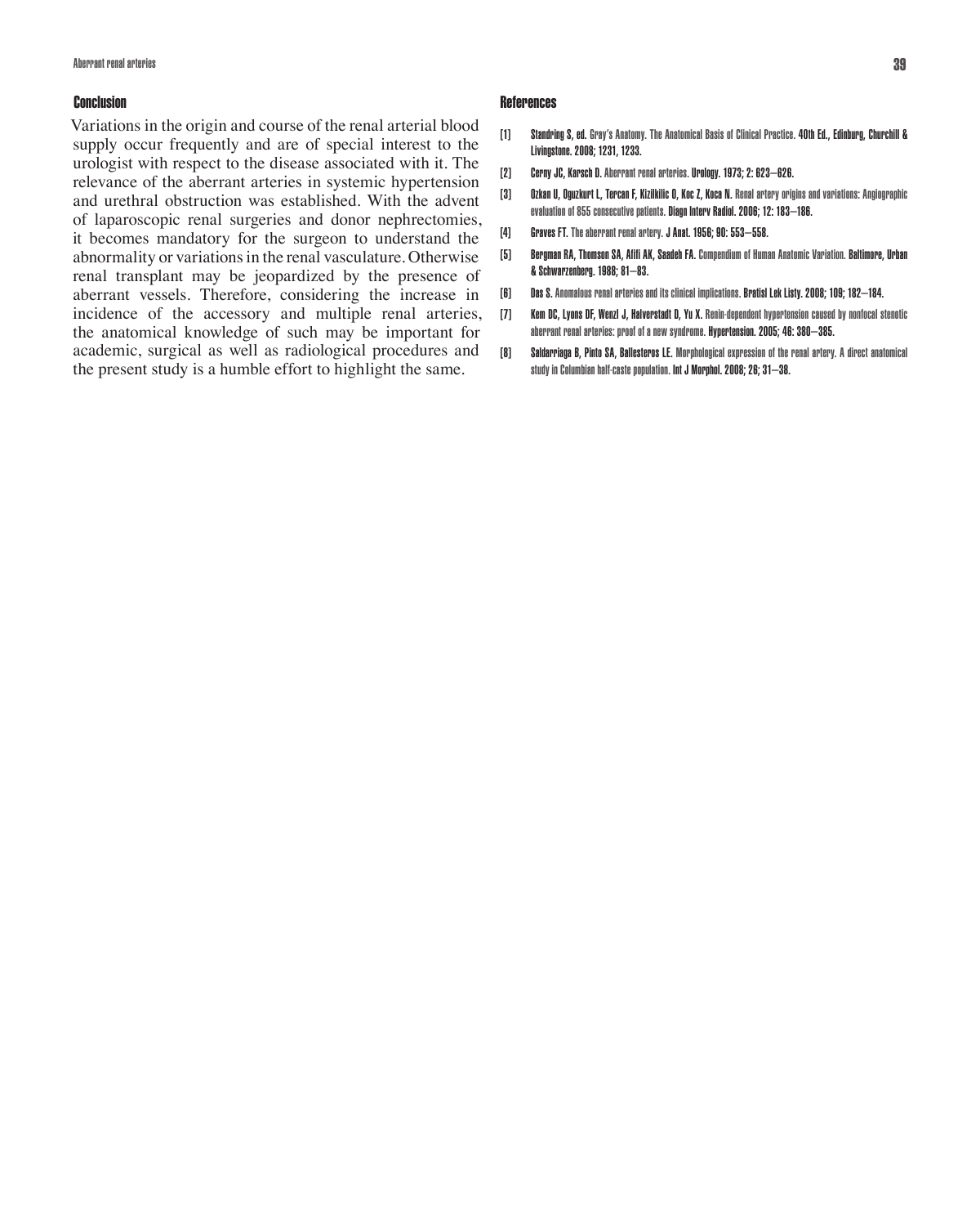## Conclusion

Variations in the origin and course of the renal arterial blood supply occur frequently and are of special interest to the urologist with respect to the disease associated with it. The relevance of the aberrant arteries in systemic hypertension and urethral obstruction was established. With the advent of laparoscopic renal surgeries and donor nephrectomies, it becomes mandatory for the surgeon to understand the abnormality or variations in the renal vasculature. Otherwise renal transplant may be jeopardized by the presence of aberrant vessels. Therefore, considering the increase in incidence of the accessory and multiple renal arteries, the anatomical knowledge of such may be important for academic, surgical as well as radiological procedures and the present study is a humble effort to highlight the same.

## References

[1] Standring S, ed. Gray's Anatomy. The Anatomical Basis of Clinical Practice. 40th Ed., Edinburg, Churchill & Livingstone. 2008; 1231, 1233.

[2] Cerny JC, Karsch D. Aberrant renal arteries. Urology. 1973; 2: 623–626.

[3] Ozkan U, Oguzkurt L, Tercan F, Kizilkilic O, Koc Z, Koca N. Renal artery origins and variations: Angiographic evaluation of 855 consecutive patients. Diagn Interv Radiol. 2006; 12: 183–186.

[4] Graves FT. The aberrant renal artery. J Anat. 1956; 90: 553–558.

[5] Bergman RA, Thomson SA, Afifi AK, Saadeh FA. Compendium of Human Anatomic Variation. Baltimore, Urban & Schwarzenberg. 1988; 81–83.

[6] Das S. Anomalous renal arteries and its clinical implications. Bratisl Lek Listy. 2008; 109; 182–184.

[7] Kem DC, Lyons DF, Wenzl J, Halverstadt D, Yu X. Renin-dependent hypertension caused by nonfocal stenotic aberrant renal arteries: proof of a new syndrome. Hypertension. 2005; 46: 380–385.

[8] Saldarriaga B, Pinto SA, Ballesteros LE. Morphological expression of the renal artery. A direct anatomical study in Columbian half-caste population. Int J Morphol. 2008; 26; 31–38.